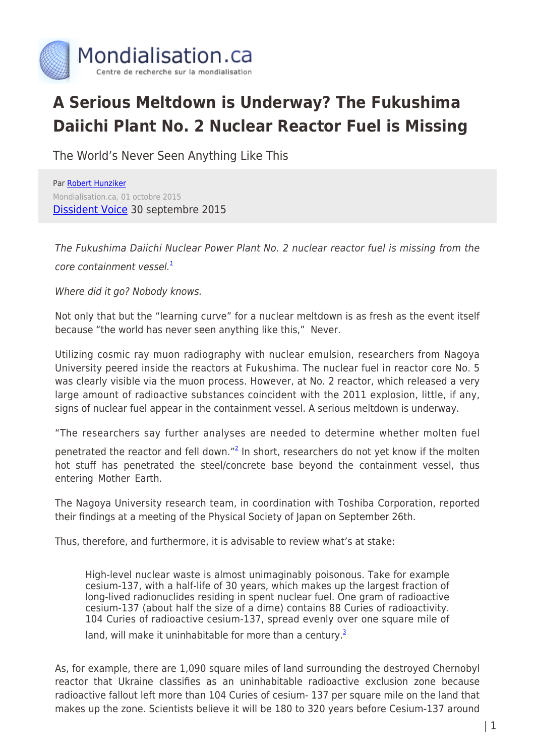# A Serious Meltdown is Underway? The Fukushima Daiichi Plant No. 2 Nuclear Reactor Fuel is Missing

The World's Never Seen Anything Like This

Par Robert Hunziker

Mondialisation.ca, 01 octobre 2015

Dissident Voice 30 septembre 2015

*The Fukushima Daiichi Nuclear Power Plant No. 2 nuclear reactor fuel is missing from the core containment vessel.*[1]

*Where did it go? Nobody knows.*

Not only that but the "learning curve" for a nuclear meltdown is as fresh as the event itself because "the world has never seen anything like this," Never.

Utilizing cosmic ray muon radiography with nuclear emulsion, researchers from Nagoya University peered inside the reactors at Fukushima. The nuclear fuel in reactor core No. 5 was clearly visible via the muon process. However, at No. 2 reactor, which released a very large amount of radioactive substances coincident with the 2011 explosion, little, if any, signs of nuclear fuel appear in the containment vessel. A serious meltdown is underway.

"The researchers say further analyses are needed to determine whether molten fuel penetrated the reactor and fell down."[2] In short, researchers do not yet know if the molten hot stuff has penetrated the steel/concrete base beyond the containment vessel, thus entering Mother Earth.

The Nagoya University research team, in coordination with Toshiba Corporation, reported their findings at a meeting of the Physical Society of Japan on September 26th.

Thus, therefore, and furthermore, it is advisable to review what's at stake:

> High-level nuclear waste is almost unimaginably poisonous. Take for example cesium-137, with a half-life of 30 years, which makes up the largest fraction of long-lived radionuclides residing in spent nuclear fuel. One gram of radioactive cesium-137 (about half the size of a dime) contains 88 Curies of radioactivity. 104 Curies of radioactive cesium-137, spread evenly over one square mile of land, will make it uninhabitable for more than a century.[3]

As, for example, there are 1,090 square miles of land surrounding the destroyed Chernobyl reactor that Ukraine classifies as an uninhabitable radioactive exclusion zone because radioactive fallout left more than 104 Curies of cesium- 137 per square mile on the land that makes up the zone. Scientists believe it will be 180 to 320 years before Cesium-137 around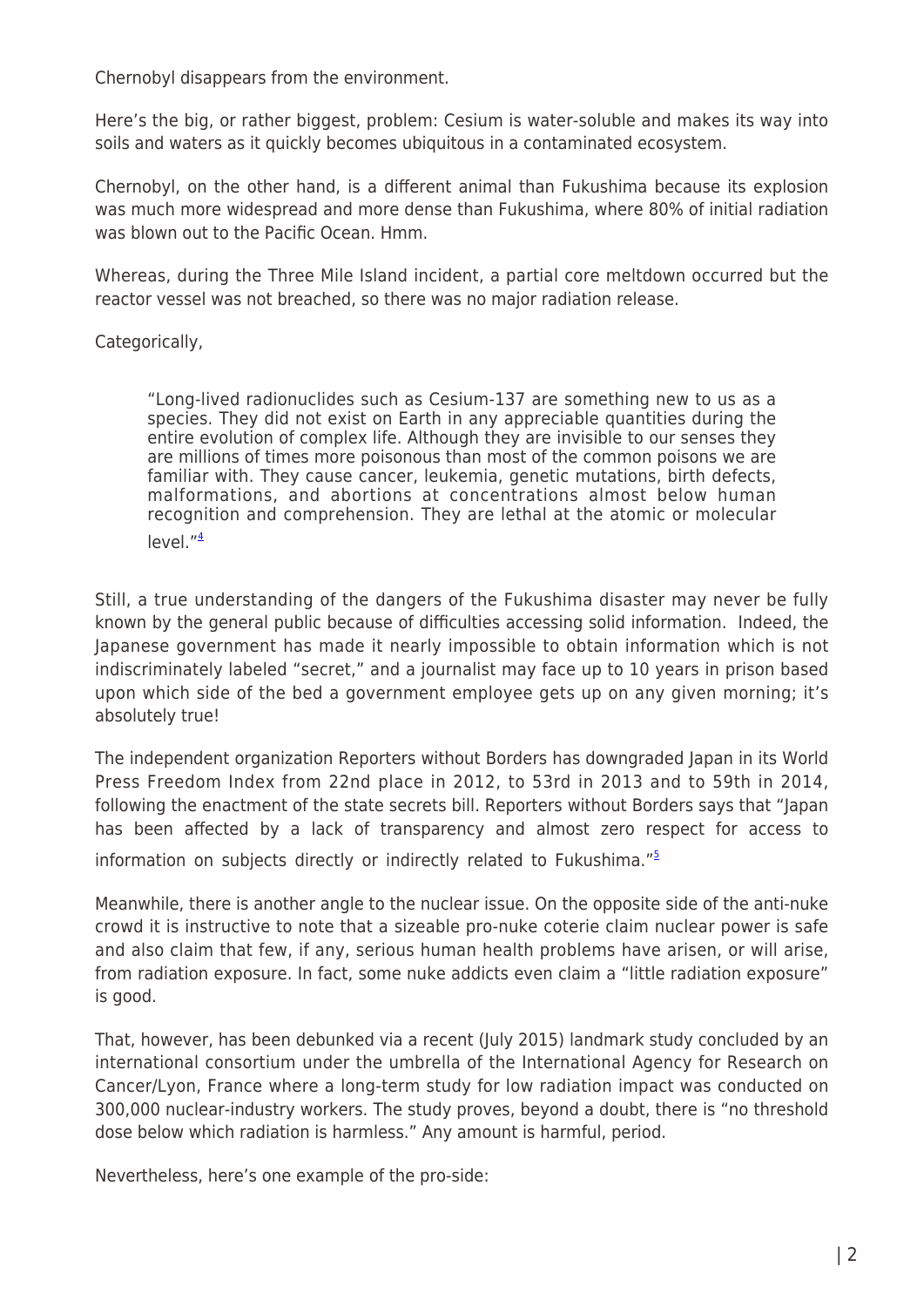Chernobyl disappears from the environment.

Here's the big, or rather biggest, problem: Cesium is water-soluble and makes its way into soils and waters as it quickly becomes ubiquitous in a contaminated ecosystem.

Chernobyl, on the other hand, is a different animal than Fukushima because its explosion was much more widespread and more dense than Fukushima, where 80% of initial radiation was blown out to the Pacific Ocean. Hmm.

Whereas, during the Three Mile Island incident, a partial core meltdown occurred but the reactor vessel was not breached, so there was no major radiation release.

Categorically,

> "Long-lived radionuclides such as Cesium-137 are something new to us as a species. They did not exist on Earth in any appreciable quantities during the entire evolution of complex life. Although they are invisible to our senses they are millions of times more poisonous than most of the common poisons we are familiar with. They cause cancer, leukemia, genetic mutations, birth defects, malformations, and abortions at concentrations almost below human recognition and comprehension. They are lethal at the atomic or molecular level."[4]

Still, a true understanding of the dangers of the Fukushima disaster may never be fully known by the general public because of difficulties accessing solid information. Indeed, the Japanese government has made it nearly impossible to obtain information which is not indiscriminately labeled "secret," and a journalist may face up to 10 years in prison based upon which side of the bed a government employee gets up on any given morning; it's absolutely true!

The independent organization Reporters without Borders has downgraded Japan in its World Press Freedom Index from 22nd place in 2012, to 53rd in 2013 and to 59th in 2014, following the enactment of the state secrets bill. Reporters without Borders says that "Japan has been affected by a lack of transparency and almost zero respect for access to information on subjects directly or indirectly related to Fukushima."[5]

Meanwhile, there is another angle to the nuclear issue. On the opposite side of the anti-nuke crowd it is instructive to note that a sizeable pro-nuke coterie claim nuclear power is safe and also claim that few, if any, serious human health problems have arisen, or will arise, from radiation exposure. In fact, some nuke addicts even claim a "little radiation exposure" is good.

That, however, has been debunked via a recent (July 2015) landmark study concluded by an international consortium under the umbrella of the International Agency for Research on Cancer/Lyon, France where a long-term study for low radiation impact was conducted on 300,000 nuclear-industry workers. The study proves, beyond a doubt, there is "no threshold dose below which radiation is harmless." Any amount is harmful, period.

Nevertheless, here's one example of the pro-side: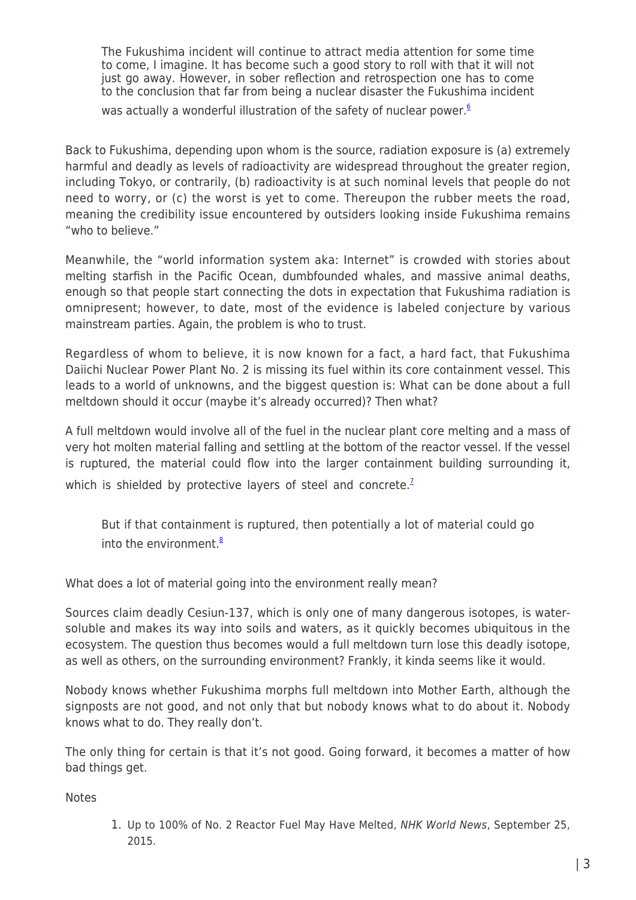> The Fukushima incident will continue to attract media attention for some time to come, I imagine. It has become such a good story to roll with that it will not just go away. However, in sober reflection and retrospection one has to come to the conclusion that far from being a nuclear disaster the Fukushima incident was actually a wonderful illustration of the safety of nuclear power.[6]

Back to Fukushima, depending upon whom is the source, radiation exposure is (a) extremely harmful and deadly as levels of radioactivity are widespread throughout the greater region, including Tokyo, or contrarily, (b) radioactivity is at such nominal levels that people do not need to worry, or (c) the worst is yet to come. Thereupon the rubber meets the road, meaning the credibility issue encountered by outsiders looking inside Fukushima remains "who to believe."

Meanwhile, the "world information system aka: Internet" is crowded with stories about melting starfish in the Pacific Ocean, dumbfounded whales, and massive animal deaths, enough so that people start connecting the dots in expectation that Fukushima radiation is omnipresent; however, to date, most of the evidence is labeled conjecture by various mainstream parties. Again, the problem is who to trust.

Regardless of whom to believe, it is now known for a fact, a hard fact, that Fukushima Daiichi Nuclear Power Plant No. 2 is missing its fuel within its core containment vessel. This leads to a world of unknowns, and the biggest question is: What can be done about a full meltdown should it occur (maybe it's already occurred)? Then what?

A full meltdown would involve all of the fuel in the nuclear plant core melting and a mass of very hot molten material falling and settling at the bottom of the reactor vessel. If the vessel is ruptured, the material could flow into the larger containment building surrounding it, which is shielded by protective layers of steel and concrete.[7]

> But if that containment is ruptured, then potentially a lot of material could go into the environment.[8]

What does a lot of material going into the environment really mean?

Sources claim deadly Cesiun-137, which is only one of many dangerous isotopes, is water-soluble and makes its way into soils and waters, as it quickly becomes ubiquitous in the ecosystem. The question thus becomes would a full meltdown turn lose this deadly isotope, as well as others, on the surrounding environment? Frankly, it kinda seems like it would.

Nobody knows whether Fukushima morphs full meltdown into Mother Earth, although the signposts are not good, and not only that but nobody knows what to do about it. Nobody knows what to do. They really don't.

The only thing for certain is that it's not good. Going forward, it becomes a matter of how bad things get.

Notes

1. Up to 100% of No. 2 Reactor Fuel May Have Melted, *NHK World News*, September 25, 2015.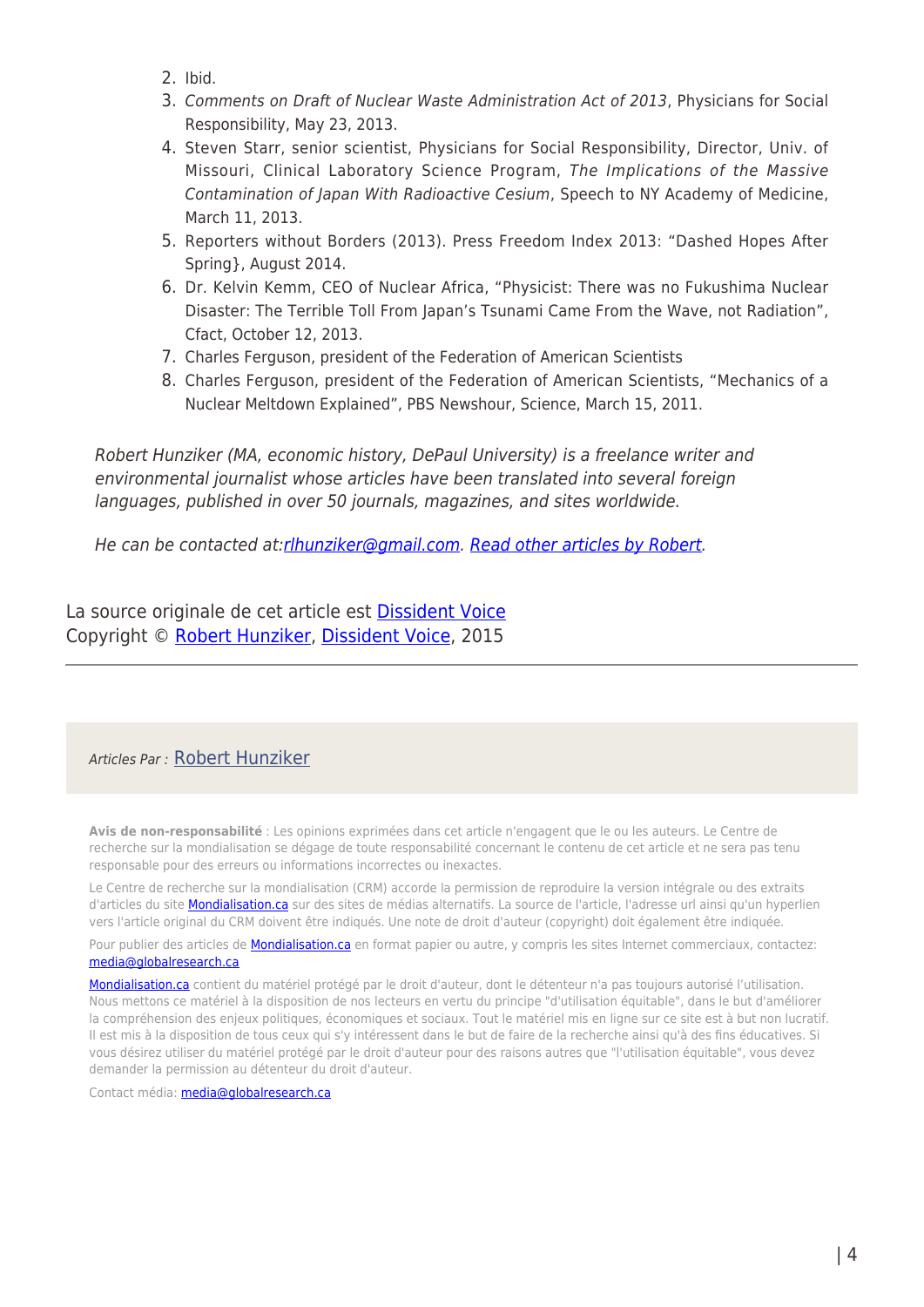2. Ibid.
3. *Comments on Draft of Nuclear Waste Administration Act of 2013*, Physicians for Social Responsibility, May 23, 2013.
4. Steven Starr, senior scientist, Physicians for Social Responsibility, Director, Univ. of Missouri, Clinical Laboratory Science Program, *The Implications of the Massive Contamination of Japan With Radioactive Cesium*, Speech to NY Academy of Medicine, March 11, 2013.
5. Reporters without Borders (2013). Press Freedom Index 2013: "Dashed Hopes After Spring}, August 2014.
6. Dr. Kelvin Kemm, CEO of Nuclear Africa, "Physicist: There was no Fukushima Nuclear Disaster: The Terrible Toll From Japan's Tsunami Came From the Wave, not Radiation", Cfact, October 12, 2013.
7. Charles Ferguson, president of the Federation of American Scientists
8. Charles Ferguson, president of the Federation of American Scientists, "Mechanics of a Nuclear Meltdown Explained", PBS Newshour, Science, March 15, 2011.

*Robert Hunziker (MA, economic history, DePaul University) is a freelance writer and environmental journalist whose articles have been translated into several foreign languages, published in over 50 journals, magazines, and sites worldwide.*

*He can be contacted at:rlhunziker@gmail.com. Read other articles by Robert.*

La source originale de cet article est Dissident Voice
Copyright © Robert Hunziker, Dissident Voice, 2015

*Articles Par :* Robert Hunziker

**Avis de non-responsabilité** : Les opinions exprimées dans cet article n'engagent que le ou les auteurs. Le Centre de recherche sur la mondialisation se dégage de toute responsabilité concernant le contenu de cet article et ne sera pas tenu responsable pour des erreurs ou informations incorrectes ou inexactes.

Le Centre de recherche sur la mondialisation (CRM) accorde la permission de reproduire la version intégrale ou des extraits d'articles du site Mondialisation.ca sur des sites de médias alternatifs. La source de l'article, l'adresse url ainsi qu'un hyperlien vers l'article original du CRM doivent être indiqués. Une note de droit d'auteur (copyright) doit également être indiquée.

Pour publier des articles de Mondialisation.ca en format papier ou autre, y compris les sites Internet commerciaux, contactez: media@globalresearch.ca

Mondialisation.ca contient du matériel protégé par le droit d'auteur, dont le détenteur n'a pas toujours autorisé l'utilisation. Nous mettons ce matériel à la disposition de nos lecteurs en vertu du principe "d'utilisation équitable", dans le but d'améliorer la compréhension des enjeux politiques, économiques et sociaux. Tout le matériel mis en ligne sur ce site est à but non lucratif. Il est mis à la disposition de tous ceux qui s'y intéressent dans le but de faire de la recherche ainsi qu'à des fins éducatives. Si vous désirez utiliser du matériel protégé par le droit d'auteur pour des raisons autres que "l'utilisation équitable", vous devez demander la permission au détenteur du droit d'auteur.

Contact média: media@globalresearch.ca